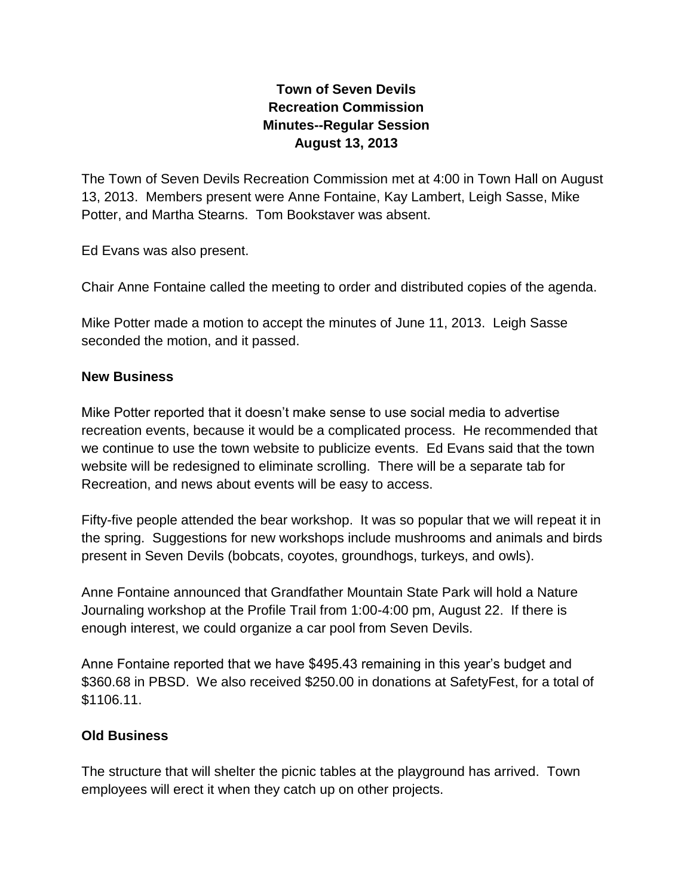# Town of Seven Devils
## Recreation Commission
## Minutes--Regular Session
## August 13, 2013

The Town of Seven Devils Recreation Commission met at 4:00 in Town Hall on August 13, 2013. Members present were Anne Fontaine, Kay Lambert, Leigh Sasse, Mike Potter, and Martha Stearns. Tom Bookstaver was absent.

Ed Evans was also present.

Chair Anne Fontaine called the meeting to order and distributed copies of the agenda.

Mike Potter made a motion to accept the minutes of June 11, 2013. Leigh Sasse seconded the motion, and it passed.

**New Business**

Mike Potter reported that it doesn't make sense to use social media to advertise recreation events, because it would be a complicated process. He recommended that we continue to use the town website to publicize events. Ed Evans said that the town website will be redesigned to eliminate scrolling. There will be a separate tab for Recreation, and news about events will be easy to access.

Fifty-five people attended the bear workshop. It was so popular that we will repeat it in the spring. Suggestions for new workshops include mushrooms and animals and birds present in Seven Devils (bobcats, coyotes, groundhogs, turkeys, and owls).

Anne Fontaine announced that Grandfather Mountain State Park will hold a Nature Journaling workshop at the Profile Trail from 1:00-4:00 pm, August 22. If there is enough interest, we could organize a car pool from Seven Devils.

Anne Fontaine reported that we have $495.43 remaining in this year's budget and $360.68 in PBSD. We also received $250.00 in donations at SafetyFest, for a total of $1106.11.

**Old Business**

The structure that will shelter the picnic tables at the playground has arrived. Town employees will erect it when they catch up on other projects.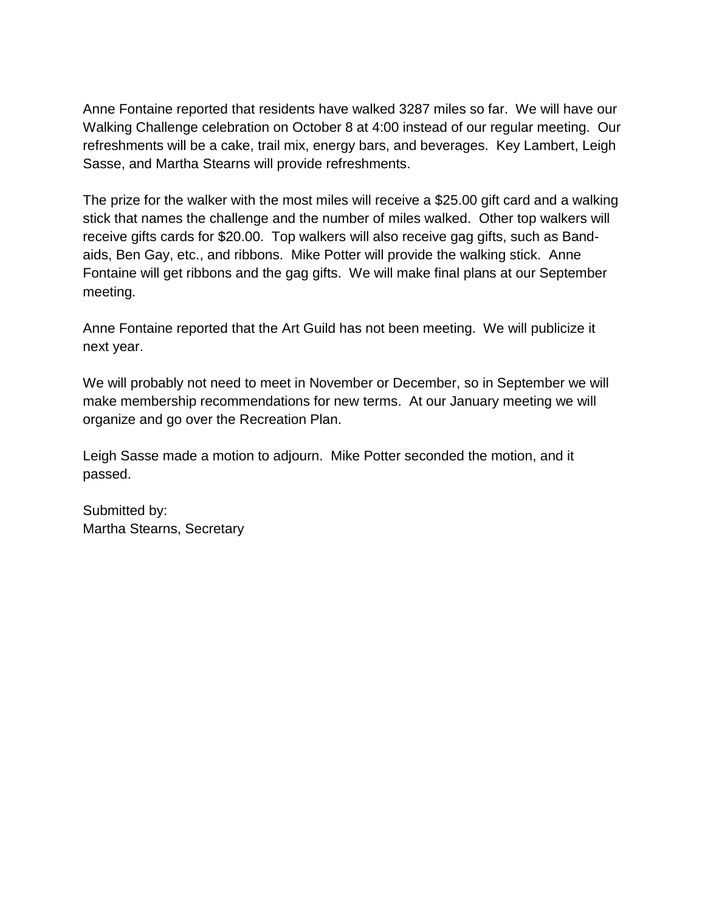Anne Fontaine reported that residents have walked 3287 miles so far. We will have our Walking Challenge celebration on October 8 at 4:00 instead of our regular meeting. Our refreshments will be a cake, trail mix, energy bars, and beverages. Key Lambert, Leigh Sasse, and Martha Stearns will provide refreshments.

The prize for the walker with the most miles will receive a $25.00 gift card and a walking stick that names the challenge and the number of miles walked. Other top walkers will receive gifts cards for $20.00. Top walkers will also receive gag gifts, such as Band-aids, Ben Gay, etc., and ribbons. Mike Potter will provide the walking stick. Anne Fontaine will get ribbons and the gag gifts. We will make final plans at our September meeting.

Anne Fontaine reported that the Art Guild has not been meeting. We will publicize it next year.

We will probably not need to meet in November or December, so in September we will make membership recommendations for new terms. At our January meeting we will organize and go over the Recreation Plan.

Leigh Sasse made a motion to adjourn. Mike Potter seconded the motion, and it passed.

Submitted by:
Martha Stearns, Secretary